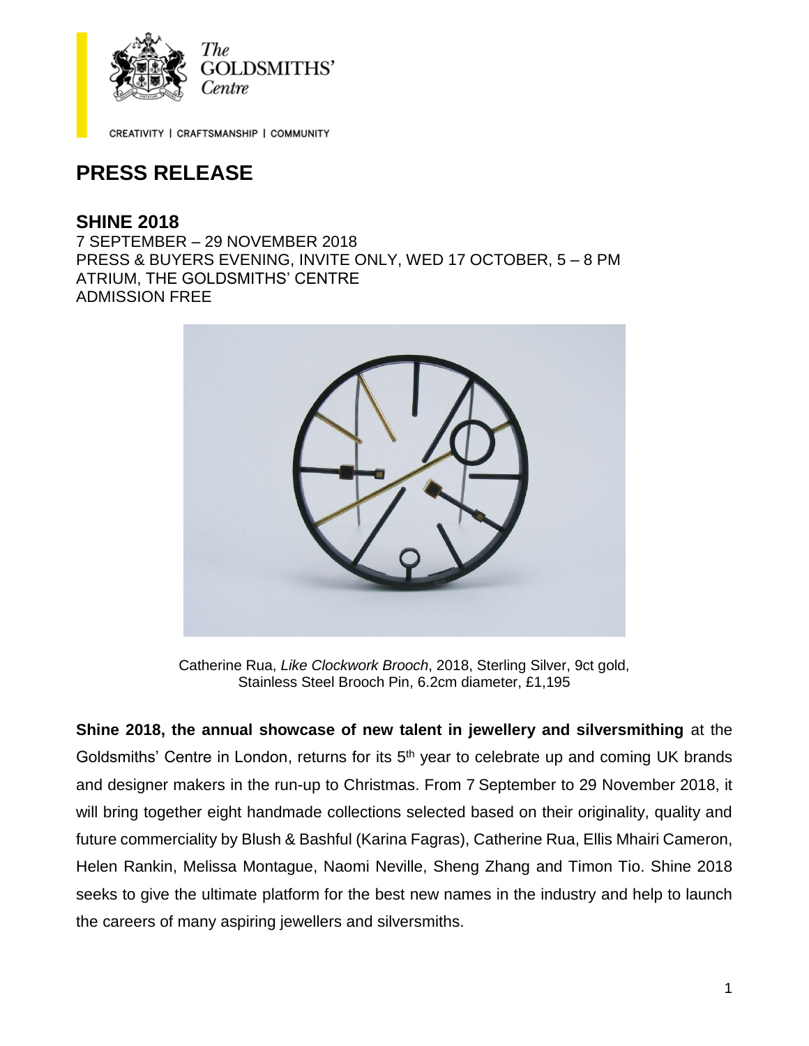The GOLDSMITHS' Centre

CREATIVITY | CRAFTSMANSHIP | COMMUNITY

# PRESS RELEASE

## SHINE 2018

7 SEPTEMBER – 29 NOVEMBER 2018
PRESS & BUYERS EVENING, INVITE ONLY, WED 17 OCTOBER, 5 – 8 PM
ATRIUM, THE GOLDSMITHS' CENTRE
ADMISSION FREE

Catherine Rua, *Like Clockwork Brooch*, 2018, Sterling Silver, 9ct gold, Stainless Steel Brooch Pin, 6.2cm diameter, £1,195

**Shine 2018, the annual showcase of new talent in jewellery and silversmithing** at the Goldsmiths' Centre in London, returns for its 5th year to celebrate up and coming UK brands and designer makers in the run-up to Christmas. From 7 September to 29 November 2018, it will bring together eight handmade collections selected based on their originality, quality and future commerciality by Blush & Bashful (Karina Fagras), Catherine Rua, Ellis Mhairi Cameron, Helen Rankin, Melissa Montague, Naomi Neville, Sheng Zhang and Timon Tio. Shine 2018 seeks to give the ultimate platform for the best new names in the industry and help to launch the careers of many aspiring jewellers and silversmiths.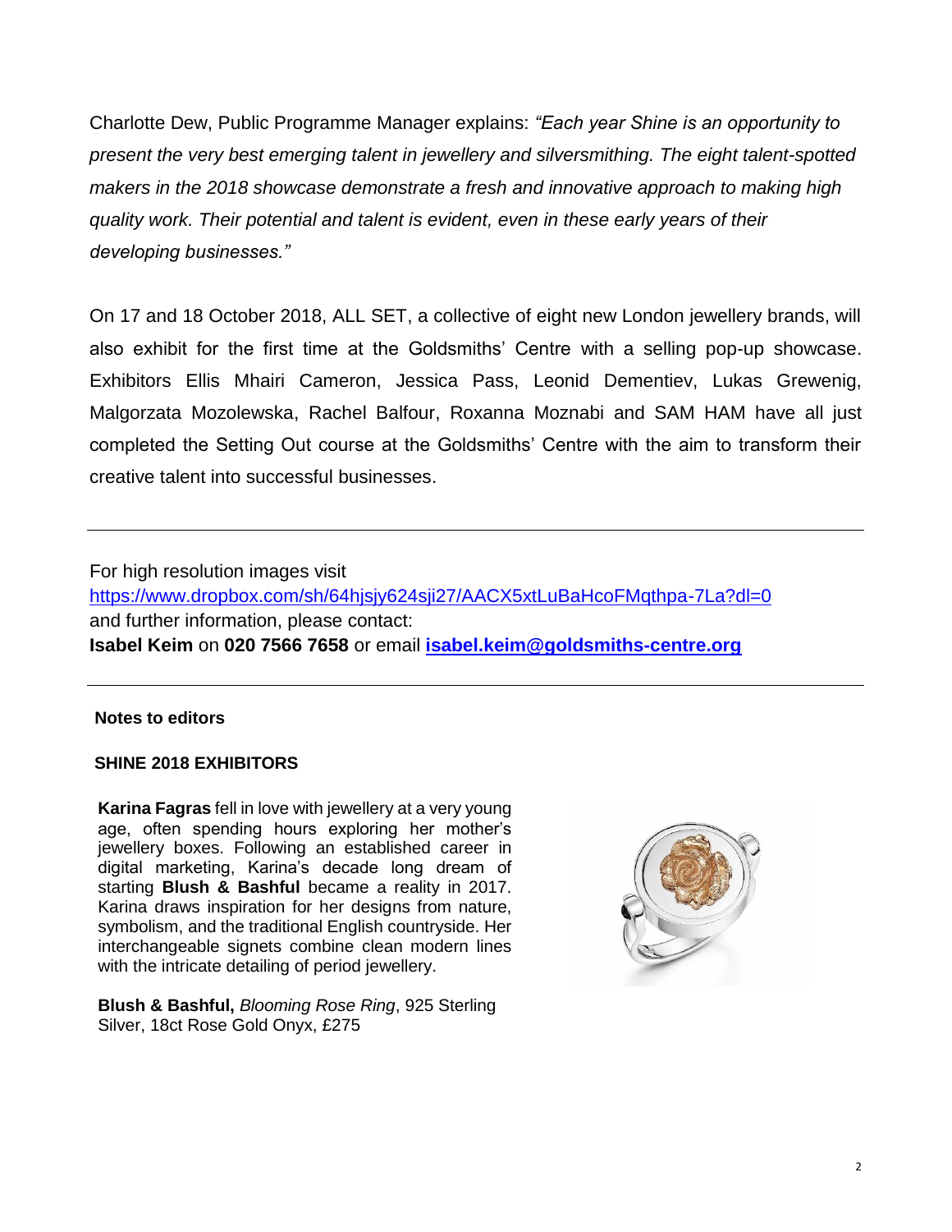Charlotte Dew, Public Programme Manager explains: *"Each year Shine is an opportunity to present the very best emerging talent in jewellery and silversmithing. The eight talent-spotted makers in the 2018 showcase demonstrate a fresh and innovative approach to making high quality work. Their potential and talent is evident, even in these early years of their developing businesses."*

On 17 and 18 October 2018, ALL SET, a collective of eight new London jewellery brands, will also exhibit for the first time at the Goldsmiths' Centre with a selling pop-up showcase. Exhibitors Ellis Mhairi Cameron, Jessica Pass, Leonid Dementiev, Lukas Grewenig, Malgorzata Mozolewska, Rachel Balfour, Roxanna Moznabi and SAM HAM have all just completed the Setting Out course at the Goldsmiths' Centre with the aim to transform their creative talent into successful businesses.

---

For high resolution images visit
https://www.dropbox.com/sh/64hjsjy624sji27/AACX5xtLuBaHcoFMqthpa-7La?dl=0
and further information, please contact:
**Isabel Keim** on **020 7566 7658** or email **isabel.keim@goldsmiths-centre.org**

---

**Notes to editors**

**SHINE 2018 EXHIBITORS**

**Karina Fagras** fell in love with jewellery at a very young age, often spending hours exploring her mother's jewellery boxes. Following an established career in digital marketing, Karina's decade long dream of starting **Blush & Bashful** became a reality in 2017. Karina draws inspiration for her designs from nature, symbolism, and the traditional English countryside. Her interchangeable signets combine clean modern lines with the intricate detailing of period jewellery.

**Blush & Bashful,** *Blooming Rose Ring*, 925 Sterling Silver, 18ct Rose Gold Onyx, £275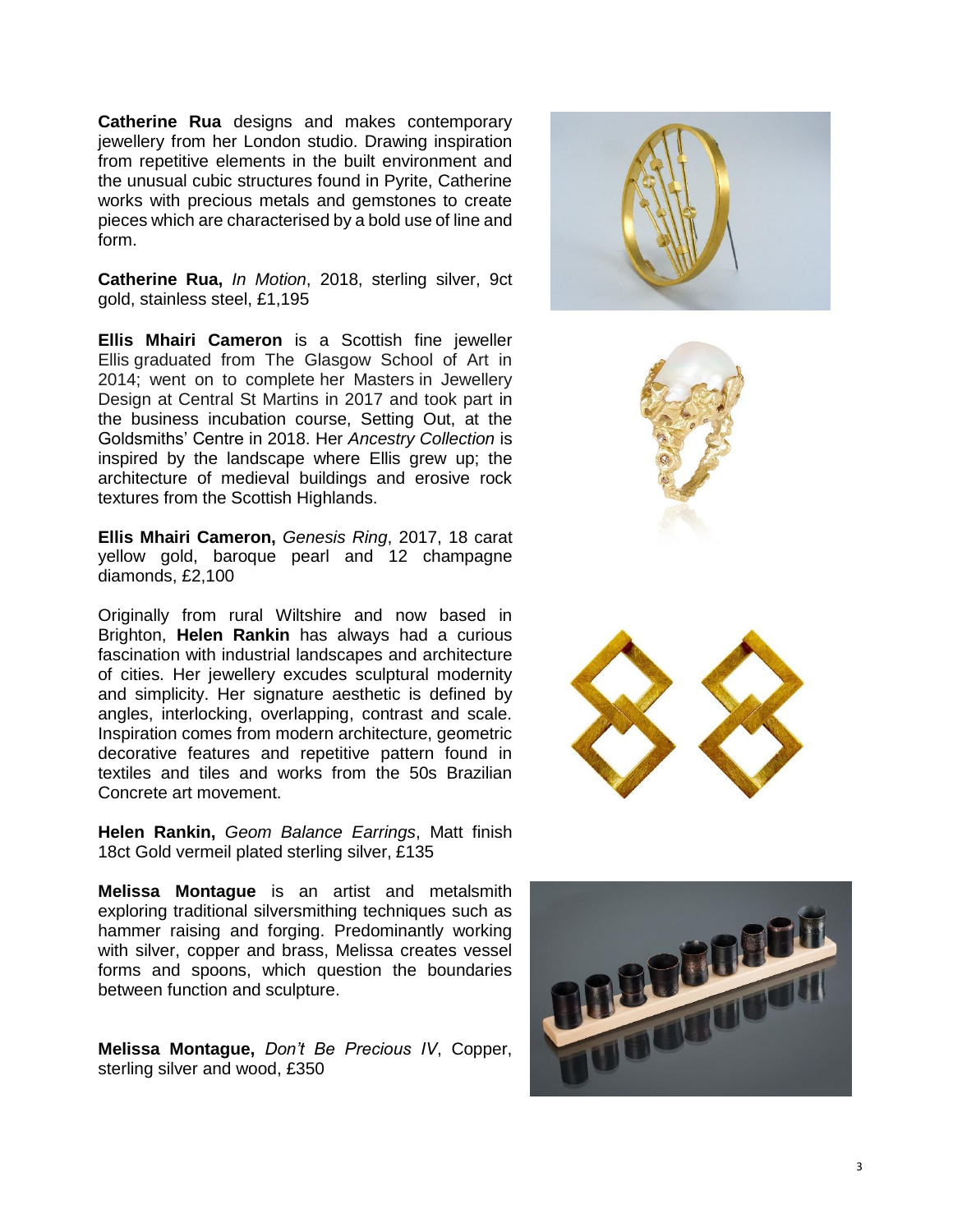**Catherine Rua** designs and makes contemporary jewellery from her London studio. Drawing inspiration from repetitive elements in the built environment and the unusual cubic structures found in Pyrite, Catherine works with precious metals and gemstones to create pieces which are characterised by a bold use of line and form.

**Catherine Rua,** *In Motion*, 2018, sterling silver, 9ct gold, stainless steel, £1,195

**Ellis Mhairi Cameron** is a Scottish fine jeweller Ellis graduated from The Glasgow School of Art in 2014; went on to complete her Masters in Jewellery Design at Central St Martins in 2017 and took part in the business incubation course, Setting Out, at the Goldsmiths' Centre in 2018. Her *Ancestry Collection* is inspired by the landscape where Ellis grew up; the architecture of medieval buildings and erosive rock textures from the Scottish Highlands.

**Ellis Mhairi Cameron,** *Genesis Ring*, 2017, 18 carat yellow gold, baroque pearl and 12 champagne diamonds, £2,100

Originally from rural Wiltshire and now based in Brighton, **Helen Rankin** has always had a curious fascination with industrial landscapes and architecture of cities. Her jewellery excudes sculptural modernity and simplicity. Her signature aesthetic is defined by angles, interlocking, overlapping, contrast and scale. Inspiration comes from modern architecture, geometric decorative features and repetitive pattern found in textiles and tiles and works from the 50s Brazilian Concrete art movement.

**Helen Rankin,** *Geom Balance Earrings*, Matt finish 18ct Gold vermeil plated sterling silver, £135

**Melissa Montague** is an artist and metalsmith exploring traditional silversmithing techniques such as hammer raising and forging. Predominantly working with silver, copper and brass, Melissa creates vessel forms and spoons, which question the boundaries between function and sculpture.

**Melissa Montague,** *Don't Be Precious IV*, Copper, sterling silver and wood, £350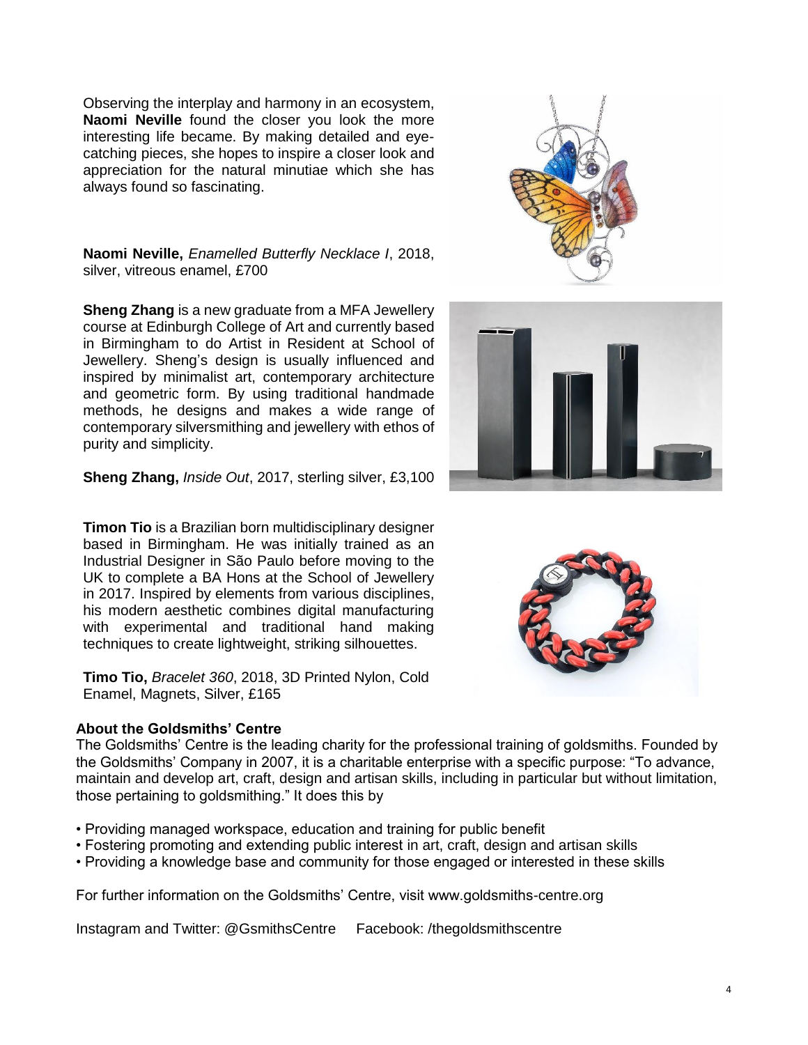Observing the interplay and harmony in an ecosystem, **Naomi Neville** found the closer you look the more interesting life became. By making detailed and eye-catching pieces, she hopes to inspire a closer look and appreciation for the natural minutiae which she has always found so fascinating.

**Naomi Neville,** *Enamelled Butterfly Necklace I*, 2018, silver, vitreous enamel, £700

**Sheng Zhang** is a new graduate from a MFA Jewellery course at Edinburgh College of Art and currently based in Birmingham to do Artist in Resident at School of Jewellery. Sheng's design is usually influenced and inspired by minimalist art, contemporary architecture and geometric form. By using traditional handmade methods, he designs and makes a wide range of contemporary silversmithing and jewellery with ethos of purity and simplicity.

**Sheng Zhang,** *Inside Out*, 2017, sterling silver, £3,100

**Timon Tio** is a Brazilian born multidisciplinary designer based in Birmingham. He was initially trained as an Industrial Designer in São Paulo before moving to the UK to complete a BA Hons at the School of Jewellery in 2017. Inspired by elements from various disciplines, his modern aesthetic combines digital manufacturing with experimental and traditional hand making techniques to create lightweight, striking silhouettes.

**Timo Tio,** *Bracelet 360*, 2018, 3D Printed Nylon, Cold Enamel, Magnets, Silver, £165

**About the Goldsmiths' Centre**

The Goldsmiths' Centre is the leading charity for the professional training of goldsmiths. Founded by the Goldsmiths' Company in 2007, it is a charitable enterprise with a specific purpose: "To advance, maintain and develop art, craft, design and artisan skills, including in particular but without limitation, those pertaining to goldsmithing." It does this by

- Providing managed workspace, education and training for public benefit
- Fostering promoting and extending public interest in art, craft, design and artisan skills
- Providing a knowledge base and community for those engaged or interested in these skills

For further information on the Goldsmiths' Centre, visit www.goldsmiths-centre.org

Instagram and Twitter: @GsmithsCentre    Facebook: /thegoldsmithscentre